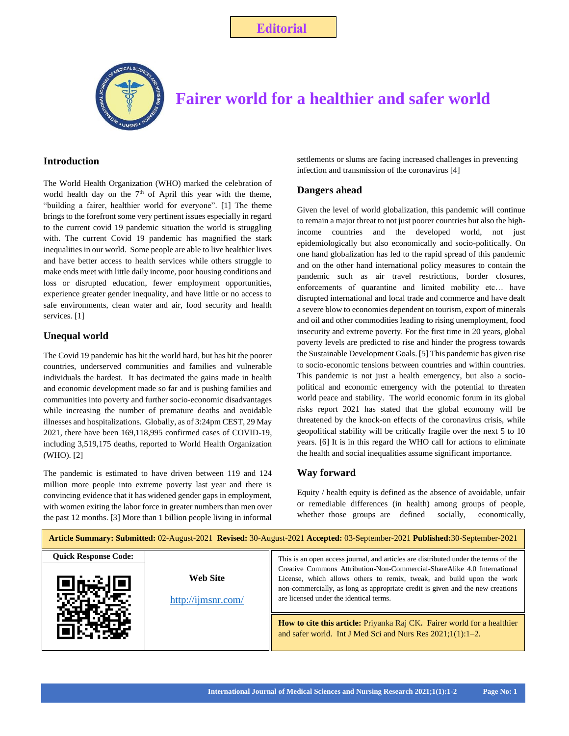Editorial

# Fairer world for a healthier and safer world

## Introduction

The World Health Organization (WHO) marked the celebration of world health day on the 7th of April this year with the theme, "building a fairer, healthier world for everyone". [1] The theme brings to the forefront some very pertinent issues especially in regard to the current covid 19 pandemic situation the world is struggling with. The current Covid 19 pandemic has magnified the stark inequalities in our world. Some people are able to live healthier lives and have better access to health services while others struggle to make ends meet with little daily income, poor housing conditions and loss or disrupted education, fewer employment opportunities, experience greater gender inequality, and have little or no access to safe environments, clean water and air, food security and health services. [1]

## Unequal world

The Covid 19 pandemic has hit the world hard, but has hit the poorer countries, underserved communities and families and vulnerable individuals the hardest. It has decimated the gains made in health and economic development made so far and it is pushing families and communities into poverty and further socio-economic disadvantages while increasing the number of premature deaths and avoidable illnesses and hospitalizations. Globally, as of 3:24pm CEST, 29 May 2021, there have been 169,118,995 confirmed cases of COVID-19, including 3,519,175 deaths, reported to World Health Organization (WHO). [2]

The pandemic is estimated to have driven between 119 and 124 million more people into extreme poverty last year and there is convincing evidence that it has widened gender gaps in employment, with women exiting the labor force in greater numbers than men over the past 12 months. [3] More than 1 billion people living in informal settlements or slums are facing increased challenges in preventing infection and transmission of the coronavirus [4]

## Dangers ahead

Given the level of world globalization, this pandemic will continue to remain a major threat to not just poorer countries but also the high-income countries and the developed world, not just epidemiologically but also economically and socio-politically. On one hand globalization has led to the rapid spread of this pandemic and on the other hand international policy measures to contain the pandemic such as air travel restrictions, border closures, enforcements of quarantine and limited mobility etc… have disrupted international and local trade and commerce and have dealt a severe blow to economies dependent on tourism, export of minerals and oil and other commodities leading to rising unemployment, food insecurity and extreme poverty. For the first time in 20 years, global poverty levels are predicted to rise and hinder the progress towards the Sustainable Development Goals. [5] This pandemic has given rise to socio-economic tensions between countries and within countries. This pandemic is not just a health emergency, but also a socio-political and economic emergency with the potential to threaten world peace and stability. The world economic forum in its global risks report 2021 has stated that the global economy will be threatened by the knock-on effects of the coronavirus crisis, while geopolitical stability will be critically fragile over the next 5 to 10 years. [6] It is in this regard the WHO call for actions to eliminate the health and social inequalities assume significant importance.

## Way forward

Equity / health equity is defined as the absence of avoidable, unfair or remediable differences (in health) among groups of people, whether those groups are defined socially, economically,

**Article Summary: Submitted:** 02-August-2021 **Revised:** 30-August-2021 **Accepted:** 03-September-2021 **Published:** 30-September-2021

**Quick Response Code:**

**Web Site**

http://ijmsnr.com/

This is an open access journal, and articles are distributed under the terms of the Creative Commons Attribution-Non-Commercial-ShareAlike 4.0 International License, which allows others to remix, tweak, and build upon the work non-commercially, as long as appropriate credit is given and the new creations are licensed under the identical terms.

**How to cite this article:** Priyanka Raj CK. Fairer world for a healthier and safer world. Int J Med Sci and Nurs Res 2021;1(1):1–2.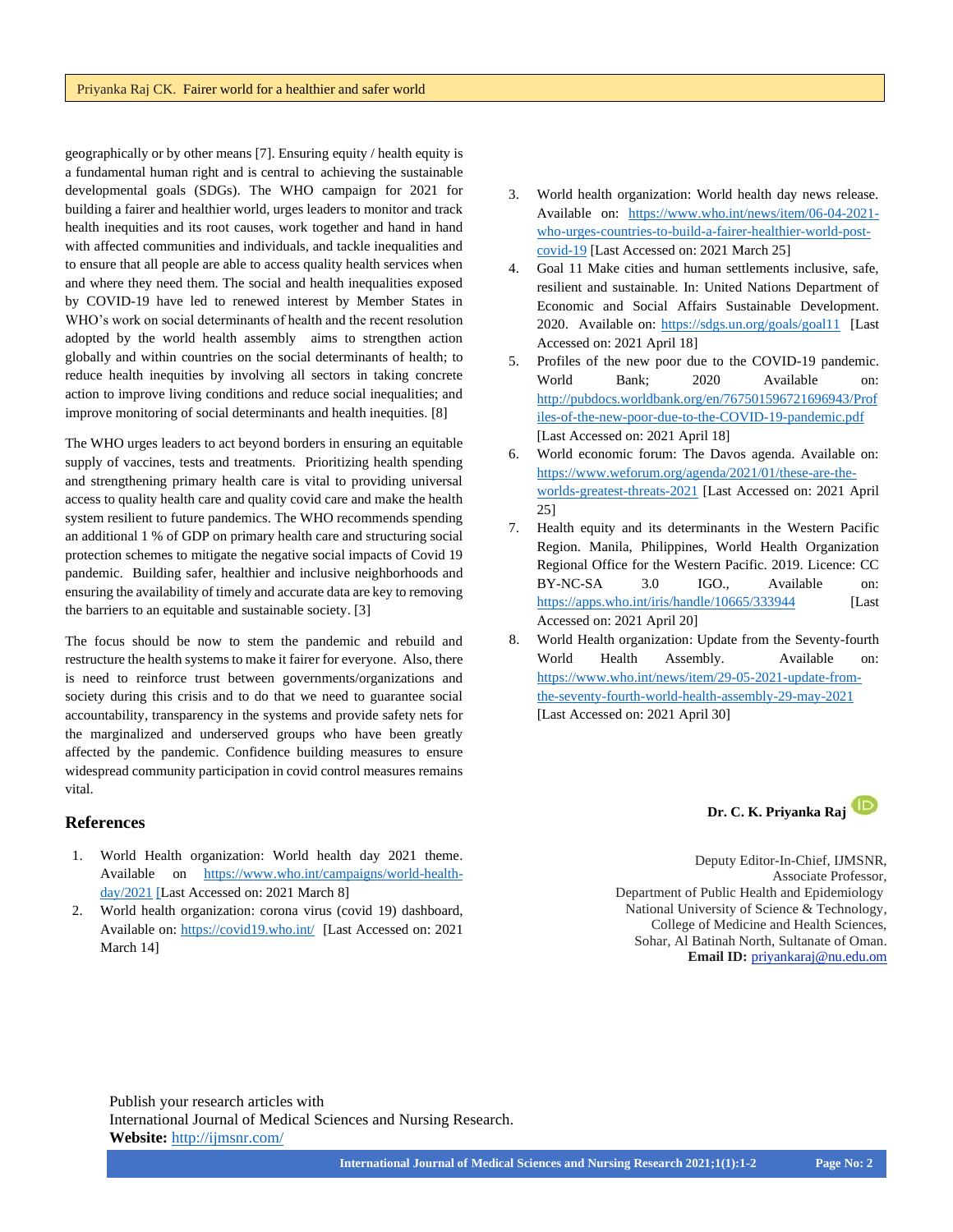geographically or by other means [7]. Ensuring equity / health equity is a fundamental human right and is central to achieving the sustainable developmental goals (SDGs). The WHO campaign for 2021 for building a fairer and healthier world, urges leaders to monitor and track health inequities and its root causes, work together and hand in hand with affected communities and individuals, and tackle inequalities and to ensure that all people are able to access quality health services when and where they need them. The social and health inequalities exposed by COVID-19 have led to renewed interest by Member States in WHO's work on social determinants of health and the recent resolution adopted by the world health assembly aims to strengthen action globally and within countries on the social determinants of health; to reduce health inequities by involving all sectors in taking concrete action to improve living conditions and reduce social inequalities; and improve monitoring of social determinants and health inequities. [8]

The WHO urges leaders to act beyond borders in ensuring an equitable supply of vaccines, tests and treatments. Prioritizing health spending and strengthening primary health care is vital to providing universal access to quality health care and quality covid care and make the health system resilient to future pandemics. The WHO recommends spending an additional 1 % of GDP on primary health care and structuring social protection schemes to mitigate the negative social impacts of Covid 19 pandemic. Building safer, healthier and inclusive neighborhoods and ensuring the availability of timely and accurate data are key to removing the barriers to an equitable and sustainable society. [3]

The focus should be now to stem the pandemic and rebuild and restructure the health systems to make it fairer for everyone. Also, there is need to reinforce trust between governments/organizations and society during this crisis and to do that we need to guarantee social accountability, transparency in the systems and provide safety nets for the marginalized and underserved groups who have been greatly affected by the pandemic. Confidence building measures to ensure widespread community participation in covid control measures remains vital.

## References

1. World Health organization: World health day 2021 theme. Available on https://www.who.int/campaigns/world-health-day/2021 [Last Accessed on: 2021 March 8]
2. World health organization: corona virus (covid 19) dashboard, Available on: https://covid19.who.int/ [Last Accessed on: 2021 March 14]
3. World health organization: World health day news release. Available on: https://www.who.int/news/item/06-04-2021-who-urges-countries-to-build-a-fairer-healthier-world-post-covid-19 [Last Accessed on: 2021 March 25]
4. Goal 11 Make cities and human settlements inclusive, safe, resilient and sustainable. In: United Nations Department of Economic and Social Affairs Sustainable Development. 2020. Available on: https://sdgs.un.org/goals/goal11 [Last Accessed on: 2021 April 18]
5. Profiles of the new poor due to the COVID-19 pandemic. World Bank; 2020 Available on: http://pubdocs.worldbank.org/en/767501596721696943/Profiles-of-the-new-poor-due-to-the-COVID-19-pandemic.pdf [Last Accessed on: 2021 April 18]
6. World economic forum: The Davos agenda. Available on: https://www.weforum.org/agenda/2021/01/these-are-the-worlds-greatest-threats-2021 [Last Accessed on: 2021 April 25]
7. Health equity and its determinants in the Western Pacific Region. Manila, Philippines, World Health Organization Regional Office for the Western Pacific. 2019. Licence: CC BY-NC-SA 3.0 IGO., Available on: https://apps.who.int/iris/handle/10665/333944 [Last Accessed on: 2021 April 20]
8. World Health organization: Update from the Seventy-fourth World Health Assembly. Available on: https://www.who.int/news/item/29-05-2021-update-from-the-seventy-fourth-world-health-assembly-29-may-2021 [Last Accessed on: 2021 April 30]

**Dr. C. K. Priyanka Raj**

Deputy Editor-In-Chief, IJMSNR,
Associate Professor,
Department of Public Health and Epidemiology
National University of Science & Technology,
College of Medicine and Health Sciences,
Sohar, Al Batinah North, Sultanate of Oman.
**Email ID:** priyankaraj@nu.edu.om

Publish your research articles with
International Journal of Medical Sciences and Nursing Research.
**Website:** http://ijmsnr.com/